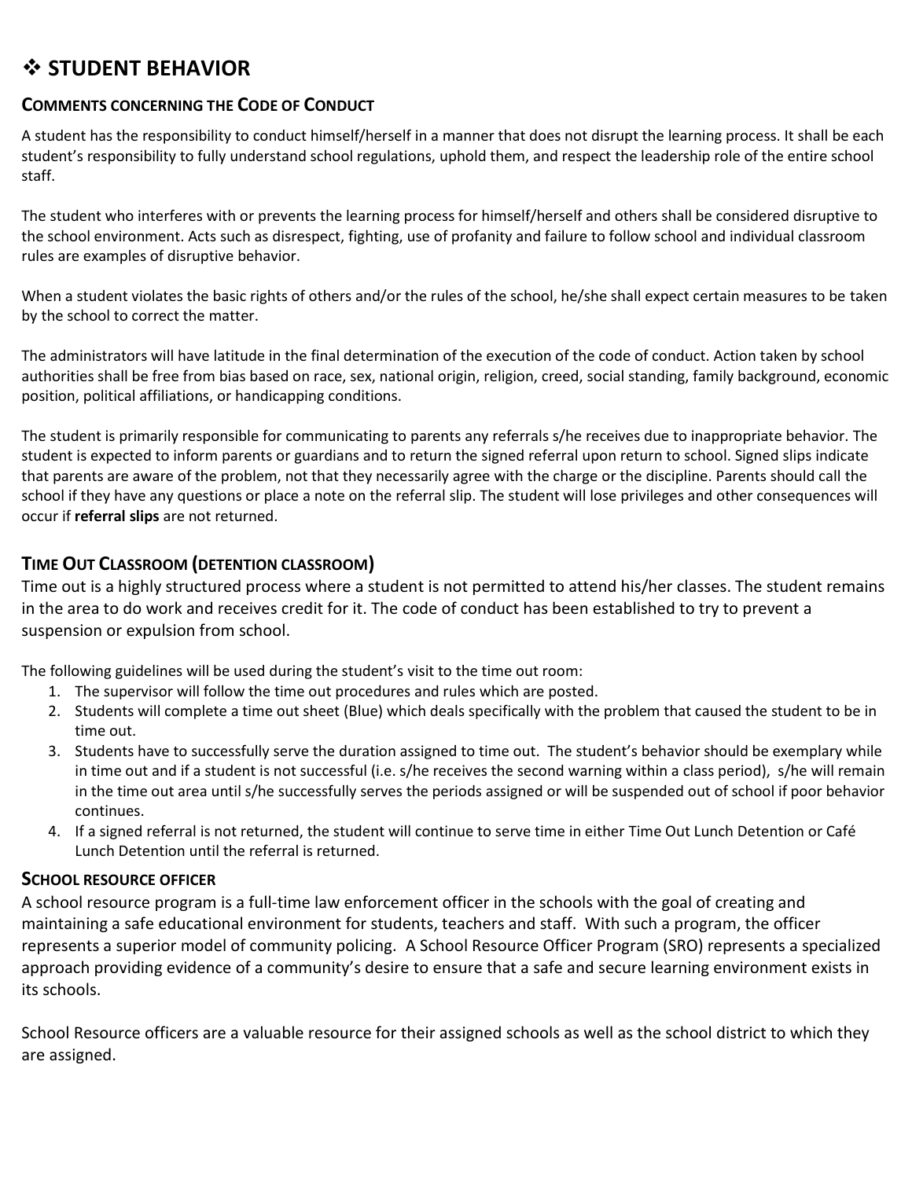# ❖ STUDENT BEHAVIOR

## COMMENTS CONCERNING THE CODE OF CONDUCT

A student has the responsibility to conduct himself/herself in a manner that does not disrupt the learning process. It shall be each student's responsibility to fully understand school regulations, uphold them, and respect the leadership role of the entire school staff.

The student who interferes with or prevents the learning process for himself/herself and others shall be considered disruptive to the school environment. Acts such as disrespect, fighting, use of profanity and failure to follow school and individual classroom rules are examples of disruptive behavior.

When a student violates the basic rights of others and/or the rules of the school, he/she shall expect certain measures to be taken by the school to correct the matter.

The administrators will have latitude in the final determination of the execution of the code of conduct. Action taken by school authorities shall be free from bias based on race, sex, national origin, religion, creed, social standing, family background, economic position, political affiliations, or handicapping conditions.

The student is primarily responsible for communicating to parents any referrals s/he receives due to inappropriate behavior. The student is expected to inform parents or guardians and to return the signed referral upon return to school. Signed slips indicate that parents are aware of the problem, not that they necessarily agree with the charge or the discipline. Parents should call the school if they have any questions or place a note on the referral slip. The student will lose privileges and other consequences will occur if **referral slips** are not returned.

## TIME OUT CLASSROOM (DETENTION CLASSROOM)

Time out is a highly structured process where a student is not permitted to attend his/her classes. The student remains in the area to do work and receives credit for it. The code of conduct has been established to try to prevent a suspension or expulsion from school.

The following guidelines will be used during the student's visit to the time out room:

1. The supervisor will follow the time out procedures and rules which are posted.
2. Students will complete a time out sheet (Blue) which deals specifically with the problem that caused the student to be in time out.
3. Students have to successfully serve the duration assigned to time out. The student's behavior should be exemplary while in time out and if a student is not successful (i.e. s/he receives the second warning within a class period), s/he will remain in the time out area until s/he successfully serves the periods assigned or will be suspended out of school if poor behavior continues.
4. If a signed referral is not returned, the student will continue to serve time in either Time Out Lunch Detention or Café Lunch Detention until the referral is returned.

## SCHOOL RESOURCE OFFICER

A school resource program is a full-time law enforcement officer in the schools with the goal of creating and maintaining a safe educational environment for students, teachers and staff. With such a program, the officer represents a superior model of community policing. A School Resource Officer Program (SRO) represents a specialized approach providing evidence of a community's desire to ensure that a safe and secure learning environment exists in its schools.

School Resource officers are a valuable resource for their assigned schools as well as the school district to which they are assigned.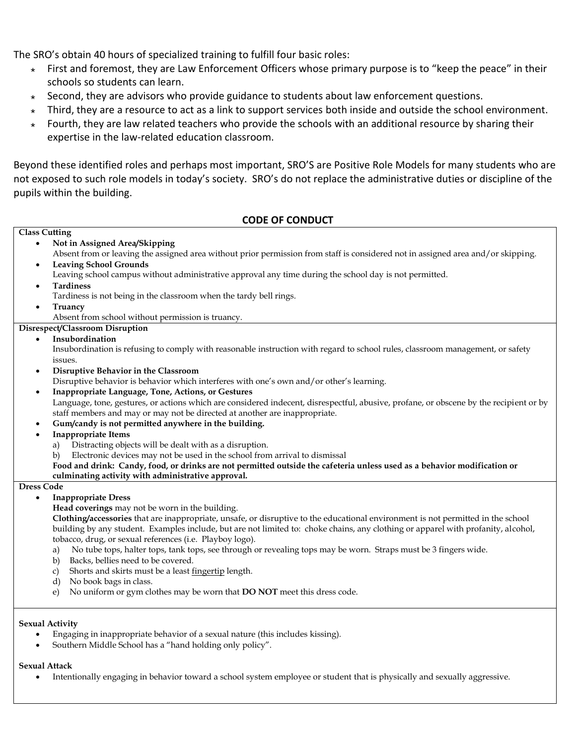The SRO's obtain 40 hours of specialized training to fulfill four basic roles:

- First and foremost, they are Law Enforcement Officers whose primary purpose is to "keep the peace" in their schools so students can learn.
- Second, they are advisors who provide guidance to students about law enforcement questions.
- Third, they are a resource to act as a link to support services both inside and outside the school environment.
- Fourth, they are law related teachers who provide the schools with an additional resource by sharing their expertise in the law-related education classroom.

Beyond these identified roles and perhaps most important, SRO'S are Positive Role Models for many students who are not exposed to such role models in today's society. SRO's do not replace the administrative duties or discipline of the pupils within the building.

## CODE OF CONDUCT

**Class Cutting**

- **Not in Assigned Area/Skipping**
  Absent from or leaving the assigned area without prior permission from staff is considered not in assigned area and/or skipping.
- **Leaving School Grounds**
  Leaving school campus without administrative approval any time during the school day is not permitted.
- **Tardiness**
  Tardiness is not being in the classroom when the tardy bell rings.
- **Truancy**
  Absent from school without permission is truancy.

**Disrespect/Classroom Disruption**

- **Insubordination**
  Insubordination is refusing to comply with reasonable instruction with regard to school rules, classroom management, or safety issues.
- **Disruptive Behavior in the Classroom**
  Disruptive behavior is behavior which interferes with one's own and/or other's learning.
- **Inappropriate Language, Tone, Actions, or Gestures**
  Language, tone, gestures, or actions which are considered indecent, disrespectful, abusive, profane, or obscene by the recipient or by staff members and may or may not be directed at another are inappropriate.
- **Gum/candy is not permitted anywhere in the building.**
- **Inappropriate Items**
  a) Distracting objects will be dealt with as a disruption.
  b) Electronic devices may not be used in the school from arrival to dismissal
  **Food and drink: Candy, food, or drinks are not permitted outside the cafeteria unless used as a behavior modification or culminating activity with administrative approval.**

**Dress Code**

- **Inappropriate Dress**
  **Head coverings** may not be worn in the building.
  **Clothing/accessories** that are inappropriate, unsafe, or disruptive to the educational environment is not permitted in the school building by any student. Examples include, but are not limited to: choke chains, any clothing or apparel with profanity, alcohol, tobacco, drug, or sexual references (i.e. Playboy logo).
  a) No tube tops, halter tops, tank tops, see through or revealing tops may be worn. Straps must be 3 fingers wide.
  b) Backs, bellies need to be covered.
  c) Shorts and skirts must be a least fingertip length.
  d) No book bags in class.
  e) No uniform or gym clothes may be worn that **DO NOT** meet this dress code.

**Sexual Activity**

- Engaging in inappropriate behavior of a sexual nature (this includes kissing).
- Southern Middle School has a "hand holding only policy".

**Sexual Attack**

- Intentionally engaging in behavior toward a school system employee or student that is physically and sexually aggressive.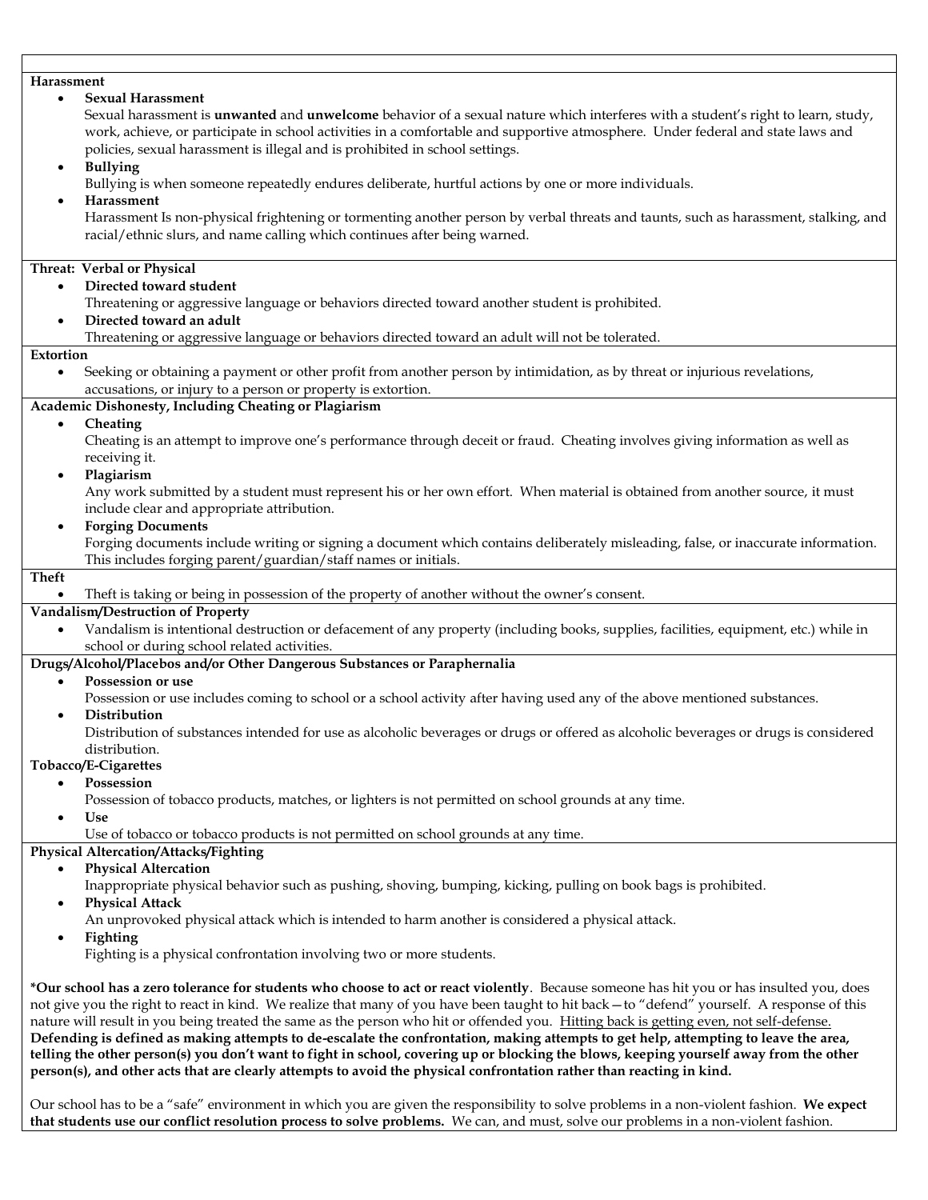**Harassment**

- **Sexual Harassment**
  Sexual harassment is **unwanted** and **unwelcome** behavior of a sexual nature which interferes with a student's right to learn, study, work, achieve, or participate in school activities in a comfortable and supportive atmosphere. Under federal and state laws and policies, sexual harassment is illegal and is prohibited in school settings.
- **Bullying**
  Bullying is when someone repeatedly endures deliberate, hurtful actions by one or more individuals.
- **Harassment**
  Harassment Is non-physical frightening or tormenting another person by verbal threats and taunts, such as harassment, stalking, and racial/ethnic slurs, and name calling which continues after being warned.

**Threat: Verbal or Physical**

- **Directed toward student**
  Threatening or aggressive language or behaviors directed toward another student is prohibited.
- **Directed toward an adult**
  Threatening or aggressive language or behaviors directed toward an adult will not be tolerated.

**Extortion**

- Seeking or obtaining a payment or other profit from another person by intimidation, as by threat or injurious revelations, accusations, or injury to a person or property is extortion.

**Academic Dishonesty, Including Cheating or Plagiarism**

- **Cheating**
  Cheating is an attempt to improve one's performance through deceit or fraud. Cheating involves giving information as well as receiving it.
- **Plagiarism**
  Any work submitted by a student must represent his or her own effort. When material is obtained from another source, it must include clear and appropriate attribution.
- **Forging Documents**
  Forging documents include writing or signing a document which contains deliberately misleading, false, or inaccurate information. This includes forging parent/guardian/staff names or initials.

**Theft**

- Theft is taking or being in possession of the property of another without the owner's consent.

**Vandalism/Destruction of Property**

- Vandalism is intentional destruction or defacement of any property (including books, supplies, facilities, equipment, etc.) while in school or during school related activities.

**Drugs/Alcohol/Placebos and/or Other Dangerous Substances or Paraphernalia**

- **Possession or use**
  Possession or use includes coming to school or a school activity after having used any of the above mentioned substances.
- **Distribution**
  Distribution of substances intended for use as alcoholic beverages or drugs or offered as alcoholic beverages or drugs is considered distribution.

**Tobacco/E-Cigarettes**

- **Possession**
  Possession of tobacco products, matches, or lighters is not permitted on school grounds at any time.
- **Use**
  Use of tobacco or tobacco products is not permitted on school grounds at any time.

**Physical Altercation/Attacks/Fighting**

- **Physical Altercation**
  Inappropriate physical behavior such as pushing, shoving, bumping, kicking, pulling on book bags is prohibited.
- **Physical Attack**
  An unprovoked physical attack which is intended to harm another is considered a physical attack.
- **Fighting**
  Fighting is a physical confrontation involving two or more students.

**\*Our school has a zero tolerance for students who choose to act or react violently**. Because someone has hit you or has insulted you, does not give you the right to react in kind. We realize that many of you have been taught to hit back—to "defend" yourself. A response of this nature will result in you being treated the same as the person who hit or offended you. <u>Hitting back is getting even, not self-defense.</u> **Defending is defined as making attempts to de-escalate the confrontation, making attempts to get help, attempting to leave the area, telling the other person(s) you don't want to fight in school, covering up or blocking the blows, keeping yourself away from the other person(s), and other acts that are clearly attempts to avoid the physical confrontation rather than reacting in kind.**

Our school has to be a "safe" environment in which you are given the responsibility to solve problems in a non-violent fashion. **We expect that students use our conflict resolution process to solve problems.** We can, and must, solve our problems in a non-violent fashion.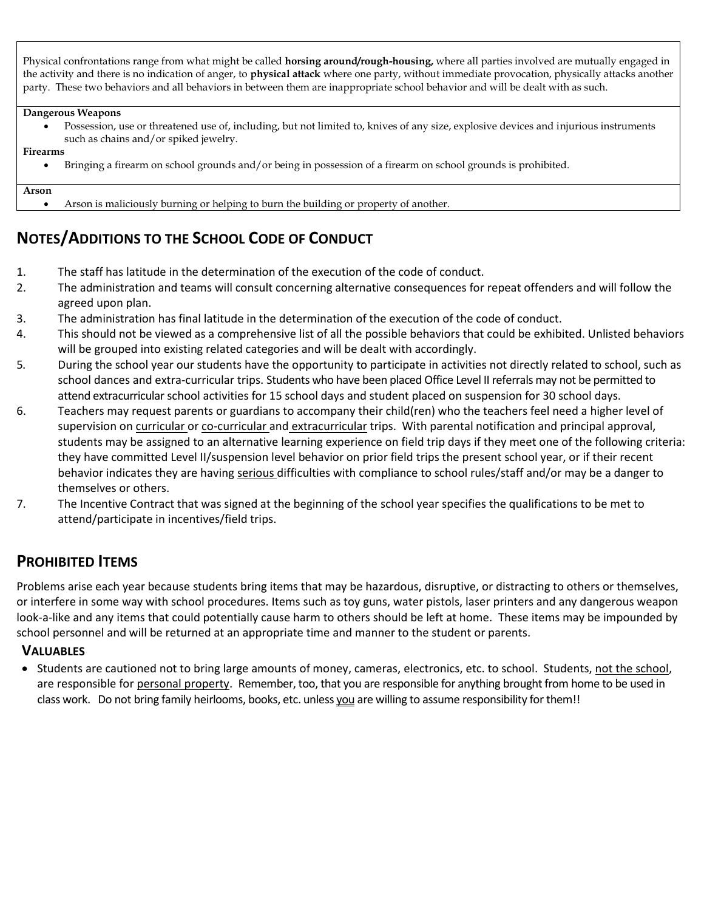Physical confrontations range from what might be called **horsing around/rough-housing,** where all parties involved are mutually engaged in the activity and there is no indication of anger, to **physical attack** where one party, without immediate provocation, physically attacks another party. These two behaviors and all behaviors in between them are inappropriate school behavior and will be dealt with as such.

**Dangerous Weapons**

- Possession, use or threatened use of, including, but not limited to, knives of any size, explosive devices and injurious instruments such as chains and/or spiked jewelry.

**Firearms**

- Bringing a firearm on school grounds and/or being in possession of a firearm on school grounds is prohibited.

**Arson**

- Arson is maliciously burning or helping to burn the building or property of another.

## NOTES/ADDITIONS TO THE SCHOOL CODE OF CONDUCT

1. The staff has latitude in the determination of the execution of the code of conduct.
2. The administration and teams will consult concerning alternative consequences for repeat offenders and will follow the agreed upon plan.
3. The administration has final latitude in the determination of the execution of the code of conduct.
4. This should not be viewed as a comprehensive list of all the possible behaviors that could be exhibited. Unlisted behaviors will be grouped into existing related categories and will be dealt with accordingly.
5. During the school year our students have the opportunity to participate in activities not directly related to school, such as school dances and extra-curricular trips. Students who have been placed Office Level II referrals may not be permitted to attend extracurricular school activities for 15 school days and student placed on suspension for 30 school days.
6. Teachers may request parents or guardians to accompany their child(ren) who the teachers feel need a higher level of supervision on curricular or co-curricular and extracurricular trips. With parental notification and principal approval, students may be assigned to an alternative learning experience on field trip days if they meet one of the following criteria: they have committed Level II/suspension level behavior on prior field trips the present school year, or if their recent behavior indicates they are having serious difficulties with compliance to school rules/staff and/or may be a danger to themselves or others.
7. The Incentive Contract that was signed at the beginning of the school year specifies the qualifications to be met to attend/participate in incentives/field trips.

## PROHIBITED ITEMS

Problems arise each year because students bring items that may be hazardous, disruptive, or distracting to others or themselves, or interfere in some way with school procedures. Items such as toy guns, water pistols, laser printers and any dangerous weapon look-a-like and any items that could potentially cause harm to others should be left at home. These items may be impounded by school personnel and will be returned at an appropriate time and manner to the student or parents.

### VALUABLES

- Students are cautioned not to bring large amounts of money, cameras, electronics, etc. to school. Students, not the school, are responsible for personal property. Remember, too, that you are responsible for anything brought from home to be used in class work. Do not bring family heirlooms, books, etc. unless you are willing to assume responsibility for them!!